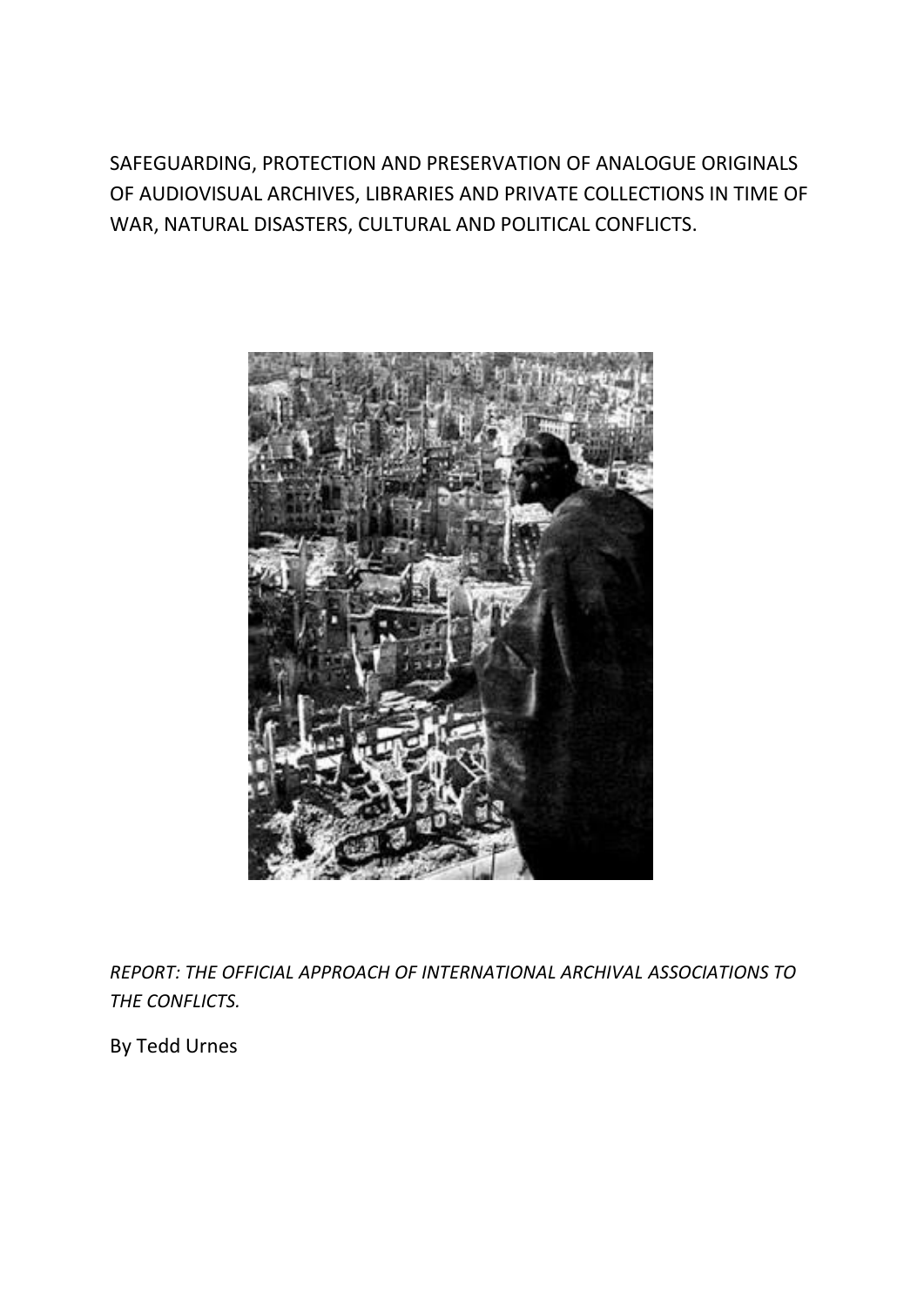# SAFEGUARDING, PROTECTION AND PRESERVATION OF ANALOGUE ORIGINALS OF AUDIOVISUAL ARCHIVES, LIBRARIES AND PRIVATE COLLECTIONS IN TIME OF WAR, NATURAL DISASTERS, CULTURAL AND POLITICAL CONFLICTS.

*REPORT: THE OFFICIAL APPROACH OF INTERNATIONAL ARCHIVAL ASSOCIATIONS TO THE CONFLICTS.*

By Tedd Urnes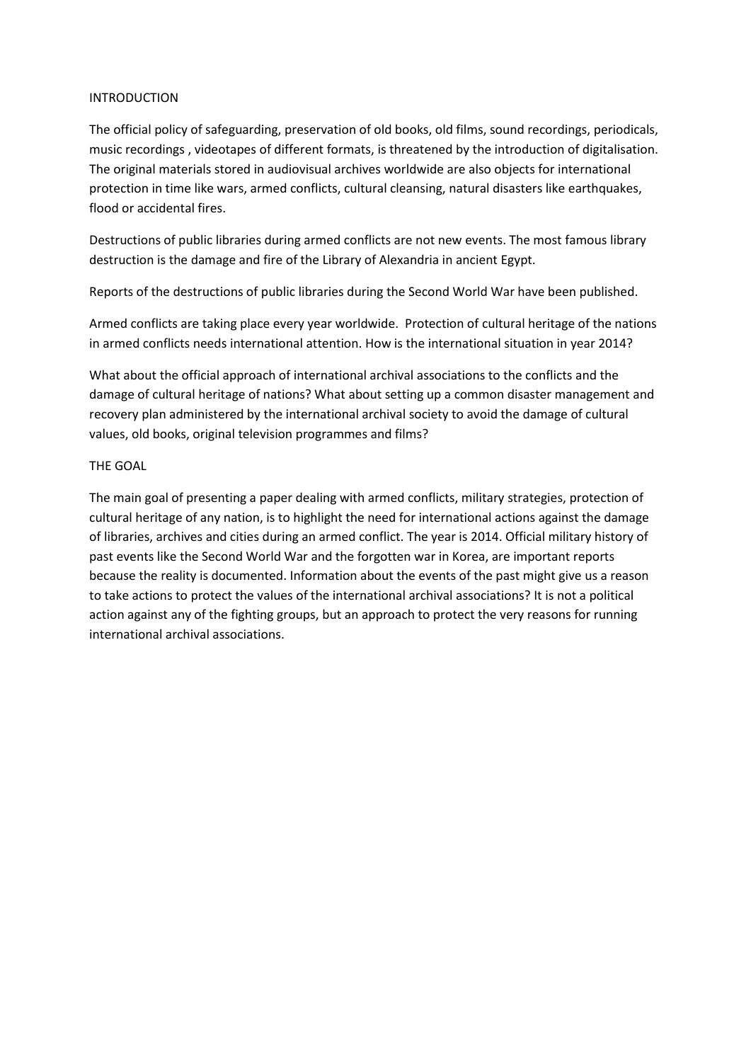## INTRODUCTION

The official policy of safeguarding, preservation of old books, old films, sound recordings, periodicals, music recordings , videotapes of different formats, is threatened by the introduction of digitalisation. The original materials stored in audiovisual archives worldwide are also objects for international protection in time like wars, armed conflicts, cultural cleansing, natural disasters like earthquakes, flood or accidental fires.

Destructions of public libraries during armed conflicts are not new events. The most famous library destruction is the damage and fire of the Library of Alexandria in ancient Egypt.

Reports of the destructions of public libraries during the Second World War have been published.

Armed conflicts are taking place every year worldwide. Protection of cultural heritage of the nations in armed conflicts needs international attention. How is the international situation in year 2014?

What about the official approach of international archival associations to the conflicts and the damage of cultural heritage of nations? What about setting up a common disaster management and recovery plan administered by the international archival society to avoid the damage of cultural values, old books, original television programmes and films?

## THE GOAL

The main goal of presenting a paper dealing with armed conflicts, military strategies, protection of cultural heritage of any nation, is to highlight the need for international actions against the damage of libraries, archives and cities during an armed conflict. The year is 2014. Official military history of past events like the Second World War and the forgotten war in Korea, are important reports because the reality is documented. Information about the events of the past might give us a reason to take actions to protect the values of the international archival associations? It is not a political action against any of the fighting groups, but an approach to protect the very reasons for running international archival associations.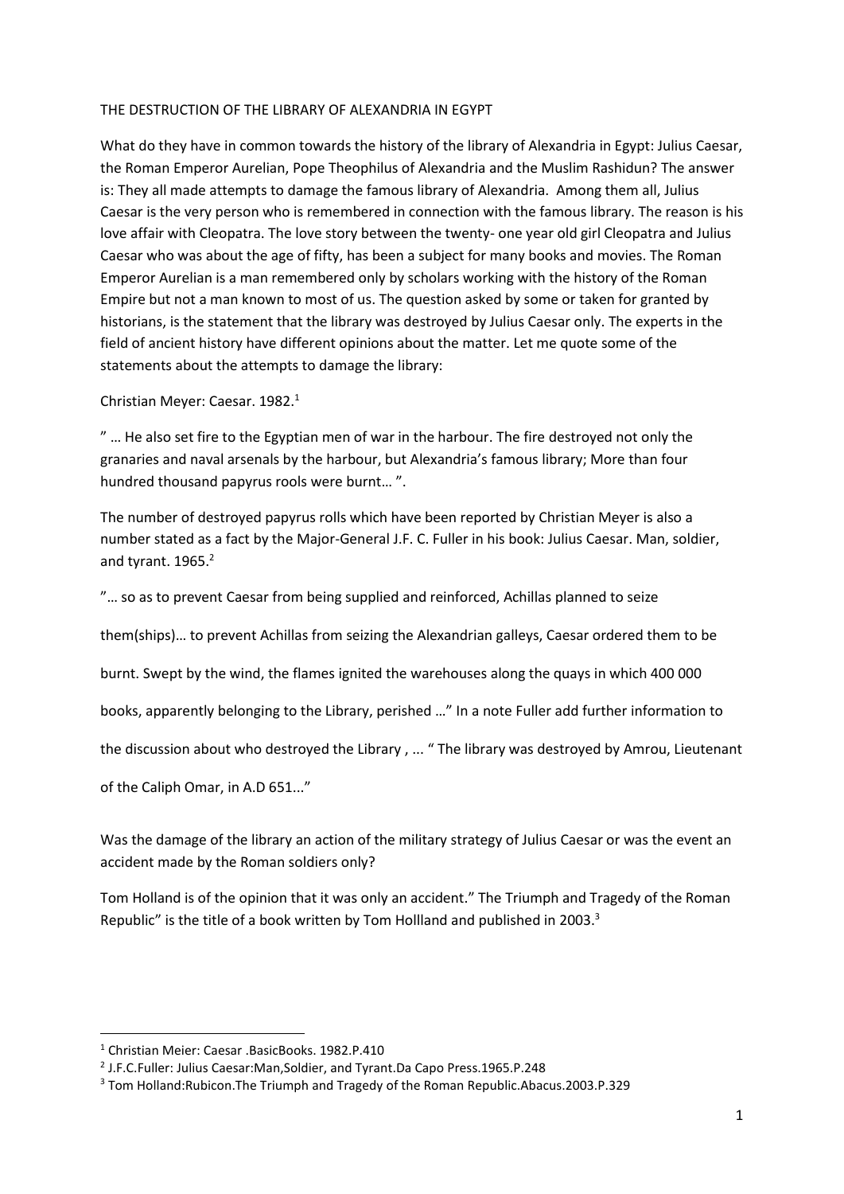THE DESTRUCTION OF THE LIBRARY OF ALEXANDRIA IN EGYPT

What do they have in common towards the history of the library of Alexandria in Egypt: Julius Caesar, the Roman Emperor Aurelian, Pope Theophilus of Alexandria and the Muslim Rashidun? The answer is: They all made attempts to damage the famous library of Alexandria. Among them all, Julius Caesar is the very person who is remembered in connection with the famous library. The reason is his love affair with Cleopatra. The love story between the twenty- one year old girl Cleopatra and Julius Caesar who was about the age of fifty, has been a subject for many books and movies. The Roman Emperor Aurelian is a man remembered only by scholars working with the history of the Roman Empire but not a man known to most of us. The question asked by some or taken for granted by historians, is the statement that the library was destroyed by Julius Caesar only. The experts in the field of ancient history have different opinions about the matter. Let me quote some of the statements about the attempts to damage the library:

Christian Meyer: Caesar. 1982.[1]

" … He also set fire to the Egyptian men of war in the harbour. The fire destroyed not only the granaries and naval arsenals by the harbour, but Alexandria's famous library; More than four hundred thousand papyrus rools were burnt… ".

The number of destroyed papyrus rolls which have been reported by Christian Meyer is also a number stated as a fact by the Major-General J.F. C. Fuller in his book: Julius Caesar. Man, soldier, and tyrant. 1965.[2]

"… so as to prevent Caesar from being supplied and reinforced, Achillas planned to seize them(ships)… to prevent Achillas from seizing the Alexandrian galleys, Caesar ordered them to be burnt. Swept by the wind, the flames ignited the warehouses along the quays in which 400 000 books, apparently belonging to the Library, perished …" In a note Fuller add further information to the discussion about who destroyed the Library , ... " The library was destroyed by Amrou, Lieutenant of the Caliph Omar, in A.D 651..."

Was the damage of the library an action of the military strategy of Julius Caesar or was the event an accident made by the Roman soldiers only?

Tom Holland is of the opinion that it was only an accident." The Triumph and Tragedy of the Roman Republic" is the title of a book written by Tom Hollland and published in 2003.[3]

---

[1] Christian Meier: Caesar .BasicBooks. 1982.P.410

[2] J.F.C.Fuller: Julius Caesar:Man,Soldier, and Tyrant.Da Capo Press.1965.P.248

[3] Tom Holland:Rubicon.The Triumph and Tragedy of the Roman Republic.Abacus.2003.P.329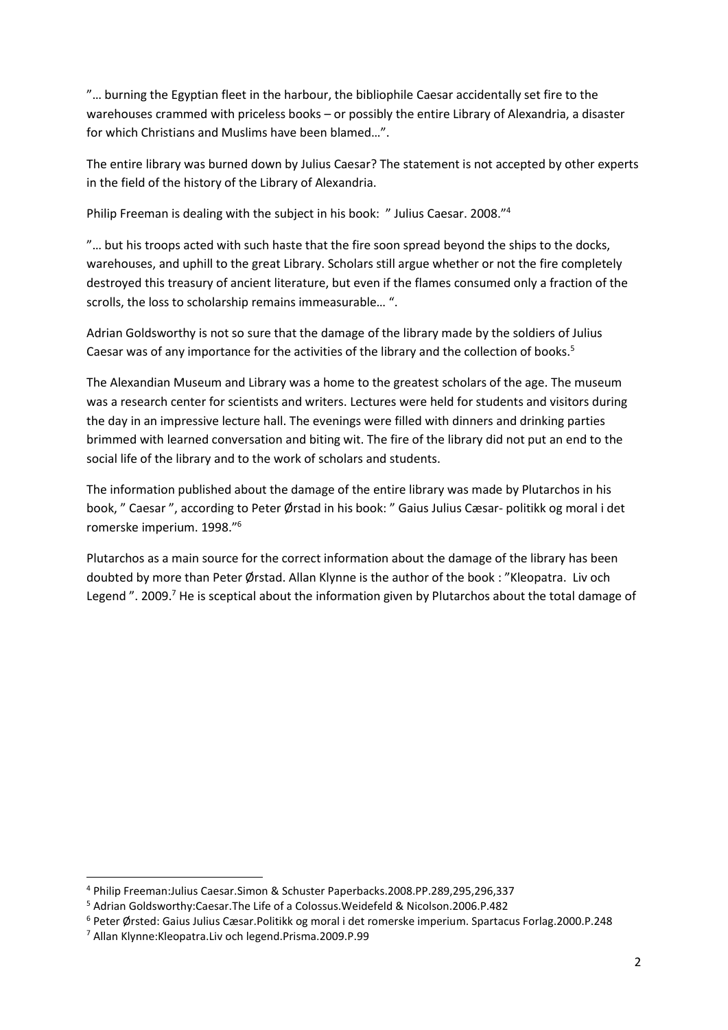”… burning the Egyptian fleet in the harbour, the bibliophile Caesar accidentally set fire to the warehouses crammed with priceless books – or possibly the entire Library of Alexandria, a disaster for which Christians and Muslims have been blamed…”.

The entire library was burned down by Julius Caesar? The statement is not accepted by other experts in the field of the history of the Library of Alexandria.

Philip Freeman is dealing with the subject in his book: ” Julius Caesar. 2008.”[4]

”… but his troops acted with such haste that the fire soon spread beyond the ships to the docks, warehouses, and uphill to the great Library. Scholars still argue whether or not the fire completely destroyed this treasury of ancient literature, but even if the flames consumed only a fraction of the scrolls, the loss to scholarship remains immeasurable… ”.

Adrian Goldsworthy is not so sure that the damage of the library made by the soldiers of Julius Caesar was of any importance for the activities of the library and the collection of books.[5]

The Alexandian Museum and Library was a home to the greatest scholars of the age. The museum was a research center for scientists and writers. Lectures were held for students and visitors during the day in an impressive lecture hall. The evenings were filled with dinners and drinking parties brimmed with learned conversation and biting wit. The fire of the library did not put an end to the social life of the library and to the work of scholars and students.

The information published about the damage of the entire library was made by Plutarchos in his book, ” Caesar ”, according to Peter Ørstad in his book: ” Gaius Julius Cæsar- politikk og moral i det romerske imperium. 1998.”[6]

Plutarchos as a main source for the correct information about the damage of the library has been doubted by more than Peter Ørstad. Allan Klynne is the author of the book : ”Kleopatra. Liv och Legend ”. 2009.[7] He is sceptical about the information given by Plutarchos about the total damage of

---

[4] Philip Freeman:Julius Caesar.Simon & Schuster Paperbacks.2008.PP.289,295,296,337

[5] Adrian Goldsworthy:Caesar.The Life of a Colossus.Weidefeld & Nicolson.2006.P.482

[6] Peter Ørsted: Gaius Julius Cæsar.Politikk og moral i det romerske imperium. Spartacus Forlag.2000.P.248

[7] Allan Klynne:Kleopatra.Liv och legend.Prisma.2009.P.99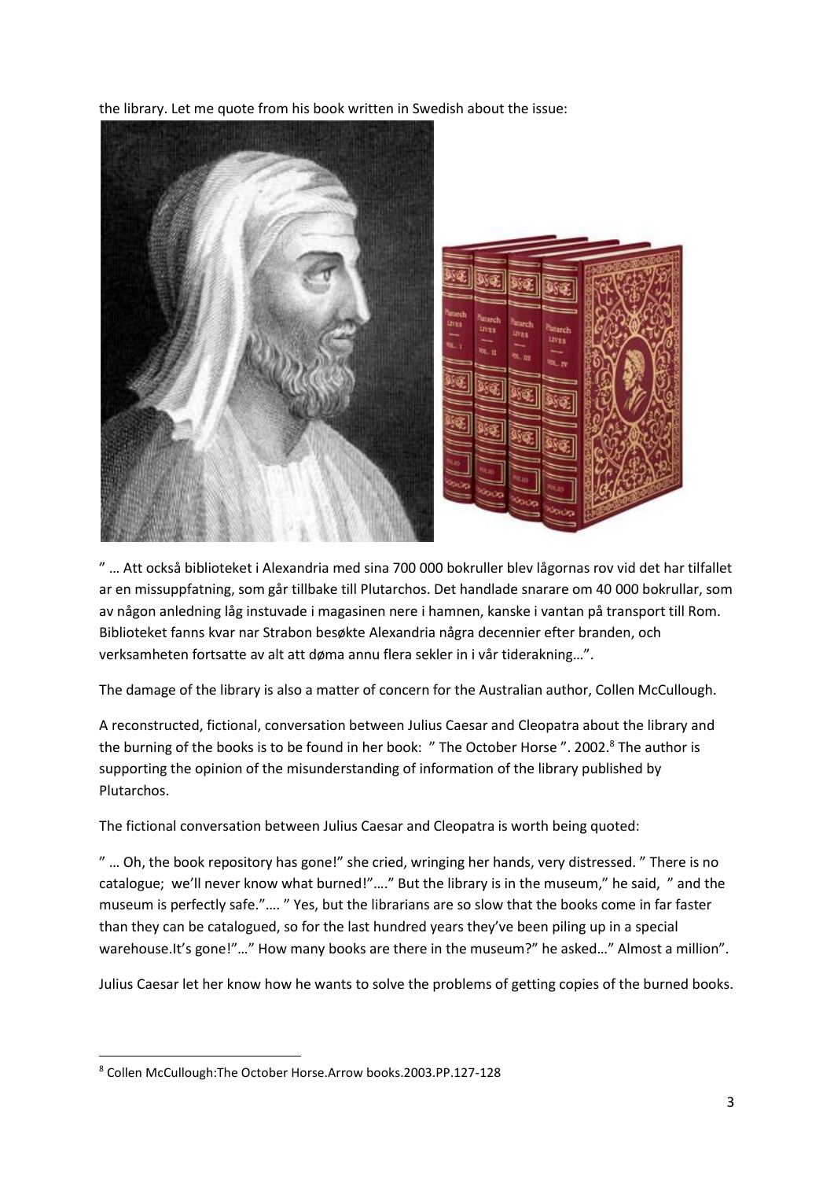the library. Let me quote from his book written in Swedish about the issue:

" … Att också biblioteket i Alexandria med sina 700 000 bokruller blev lågornas rov vid det har tilfallet ar en missuppfatning, som går tillbake till Plutarchos. Det handlade snarare om 40 000 bokrullar, som av någon anledning låg instuvade i magasinen nere i hamnen, kanske i vantan på transport till Rom. Biblioteket fanns kvar nar Strabon besøkte Alexandria några decennier efter branden, och verksamheten fortsatte av alt att døma annu flera sekler in i vår tiderakning…".

The damage of the library is also a matter of concern for the Australian author, Collen McCullough.

A reconstructed, fictional, conversation between Julius Caesar and Cleopatra about the library and the burning of the books is to be found in her book: " The October Horse ". 2002.[8] The author is supporting the opinion of the misunderstanding of information of the library published by Plutarchos.

The fictional conversation between Julius Caesar and Cleopatra is worth being quoted:

" … Oh, the book repository has gone!" she cried, wringing her hands, very distressed. " There is no catalogue; we'll never know what burned!"…." But the library is in the museum," he said, " and the museum is perfectly safe."…. " Yes, but the librarians are so slow that the books come in far faster than they can be catalogued, so for the last hundred years they've been piling up in a special warehouse.It's gone!"…" How many books are there in the museum?" he asked…" Almost a million".

Julius Caesar let her know how he wants to solve the problems of getting copies of the burned books.

[8] Collen McCullough:The October Horse.Arrow books.2003.PP.127-128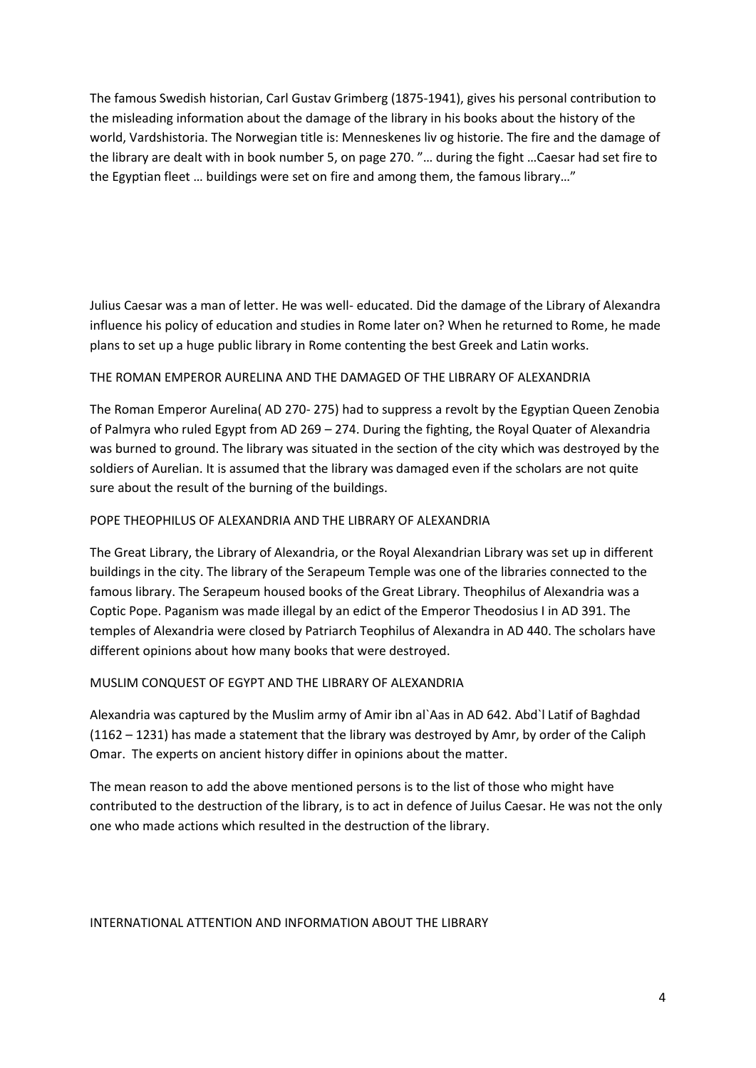The famous Swedish historian, Carl Gustav Grimberg (1875-1941), gives his personal contribution to the misleading information about the damage of the library in his books about the history of the world, Vardshistoria. The Norwegian title is: Menneskenes liv og historie. The fire and the damage of the library are dealt with in book number 5, on page 270. "… during the fight …Caesar had set fire to the Egyptian fleet … buildings were set on fire and among them, the famous library…"

Julius Caesar was a man of letter. He was well- educated. Did the damage of the Library of Alexandra influence his policy of education and studies in Rome later on? When he returned to Rome, he made plans to set up a huge public library in Rome contenting the best Greek and Latin works.

## THE ROMAN EMPEROR AURELINA AND THE DAMAGED OF THE LIBRARY OF ALEXANDRIA

The Roman Emperor Aurelina( AD 270- 275) had to suppress a revolt by the Egyptian Queen Zenobia of Palmyra who ruled Egypt from AD 269 – 274. During the fighting, the Royal Quater of Alexandria was burned to ground. The library was situated in the section of the city which was destroyed by the soldiers of Aurelian. It is assumed that the library was damaged even if the scholars are not quite sure about the result of the burning of the buildings.

## POPE THEOPHILUS OF ALEXANDRIA AND THE LIBRARY OF ALEXANDRIA

The Great Library, the Library of Alexandria, or the Royal Alexandrian Library was set up in different buildings in the city. The library of the Serapeum Temple was one of the libraries connected to the famous library. The Serapeum housed books of the Great Library. Theophilus of Alexandria was a Coptic Pope. Paganism was made illegal by an edict of the Emperor Theodosius I in AD 391. The temples of Alexandria were closed by Patriarch Teophilus of Alexandra in AD 440. The scholars have different opinions about how many books that were destroyed.

## MUSLIM CONQUEST OF EGYPT AND THE LIBRARY OF ALEXANDRIA

Alexandria was captured by the Muslim army of Amir ibn al`Aas in AD 642. Abd`l Latif of Baghdad (1162 – 1231) has made a statement that the library was destroyed by Amr, by order of the Caliph Omar. The experts on ancient history differ in opinions about the matter.

The mean reason to add the above mentioned persons is to the list of those who might have contributed to the destruction of the library, is to act in defence of Juilus Caesar. He was not the only one who made actions which resulted in the destruction of the library.

## INTERNATIONAL ATTENTION AND INFORMATION ABOUT THE LIBRARY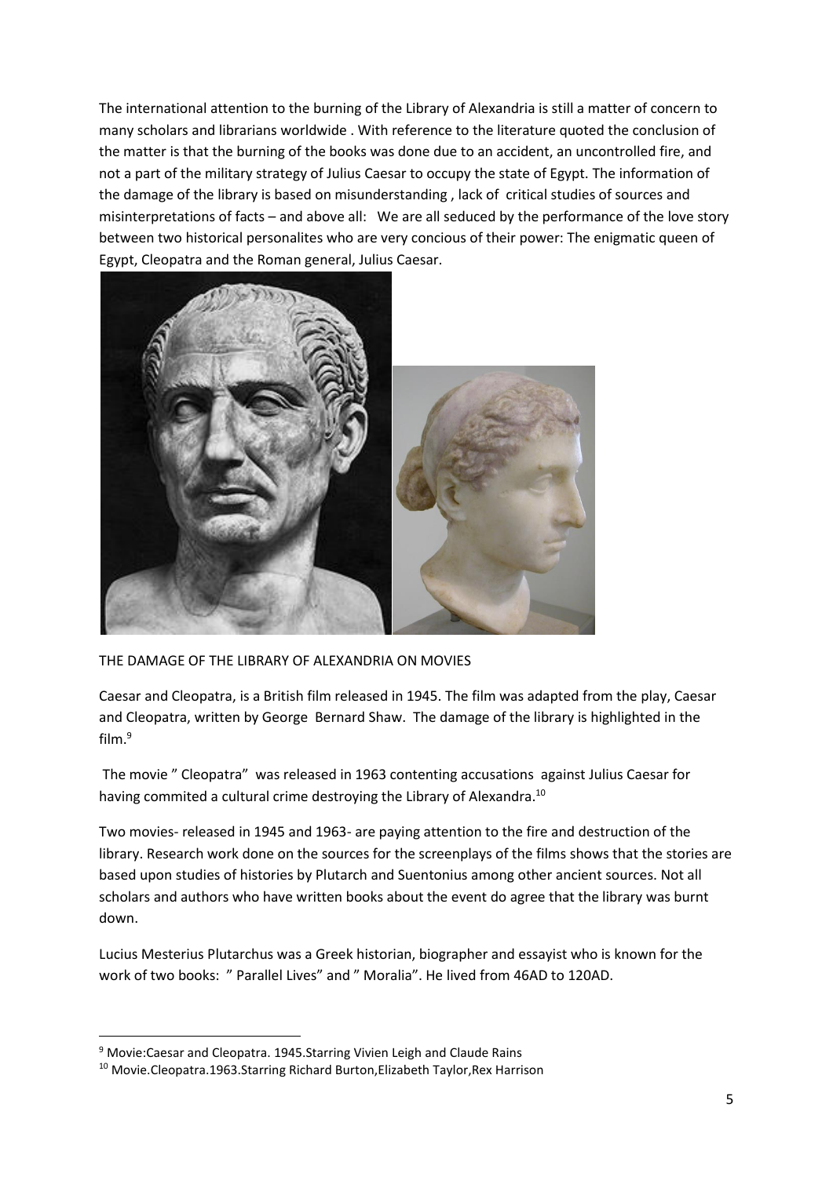The international attention to the burning of the Library of Alexandria is still a matter of concern to many scholars and librarians worldwide . With reference to the literature quoted the conclusion of the matter is that the burning of the books was done due to an accident, an uncontrolled fire, and not a part of the military strategy of Julius Caesar to occupy the state of Egypt. The information of the damage of the library is based on misunderstanding , lack of critical studies of sources and misinterpretations of facts – and above all: We are all seduced by the performance of the love story between two historical personalites who are very concious of their power: The enigmatic queen of Egypt, Cleopatra and the Roman general, Julius Caesar.

THE DAMAGE OF THE LIBRARY OF ALEXANDRIA ON MOVIES

Caesar and Cleopatra, is a British film released in 1945. The film was adapted from the play, Caesar and Cleopatra, written by George Bernard Shaw. The damage of the library is highlighted in the film.[9]

The movie " Cleopatra" was released in 1963 contenting accusations against Julius Caesar for having commited a cultural crime destroying the Library of Alexandra.[10]

Two movies- released in 1945 and 1963- are paying attention to the fire and destruction of the library. Research work done on the sources for the screenplays of the films shows that the stories are based upon studies of histories by Plutarch and Suentonius among other ancient sources. Not all scholars and authors who have written books about the event do agree that the library was burnt down.

Lucius Mesterius Plutarchus was a Greek historian, biographer and essayist who is known for the work of two books: " Parallel Lives" and " Moralia". He lived from 46AD to 120AD.

---

[9] Movie:Caesar and Cleopatra. 1945.Starring Vivien Leigh and Claude Rains

[10] Movie.Cleopatra.1963.Starring Richard Burton,Elizabeth Taylor,Rex Harrison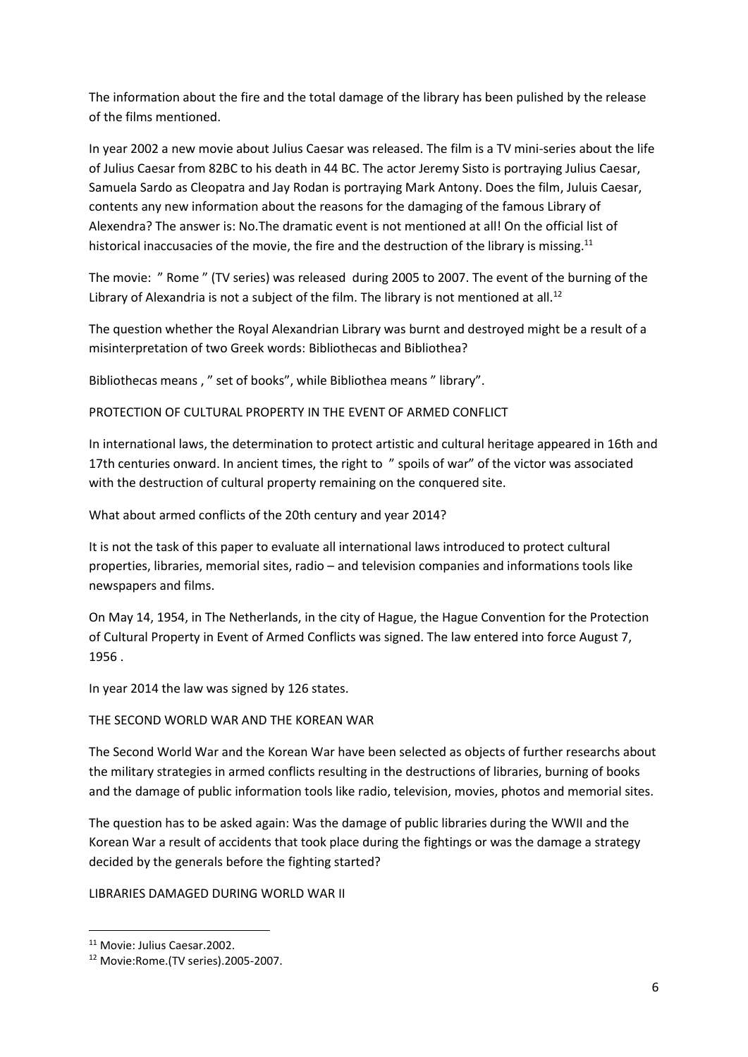The information about the fire and the total damage of the library has been pulished by the release of the films mentioned.

In year 2002 a new movie about Julius Caesar was released. The film is a TV mini-series about the life of Julius Caesar from 82BC to his death in 44 BC. The actor Jeremy Sisto is portraying Julius Caesar, Samuela Sardo as Cleopatra and Jay Rodan is portraying Mark Antony. Does the film, Juluis Caesar, contents any new information about the reasons for the damaging of the famous Library of Alexendra? The answer is: No.The dramatic event is not mentioned at all! On the official list of historical inaccusacies of the movie, the fire and the destruction of the library is missing.[11]

The movie: " Rome " (TV series) was released during 2005 to 2007. The event of the burning of the Library of Alexandria is not a subject of the film. The library is not mentioned at all.[12]

The question whether the Royal Alexandrian Library was burnt and destroyed might be a result of a misinterpretation of two Greek words: Bibliothecas and Bibliothea?

Bibliothecas means , " set of books", while Bibliothea means " library".

## PROTECTION OF CULTURAL PROPERTY IN THE EVENT OF ARMED CONFLICT

In international laws, the determination to protect artistic and cultural heritage appeared in 16th and 17th centuries onward. In ancient times, the right to " spoils of war" of the victor was associated with the destruction of cultural property remaining on the conquered site.

What about armed conflicts of the 20th century and year 2014?

It is not the task of this paper to evaluate all international laws introduced to protect cultural properties, libraries, memorial sites, radio – and television companies and informations tools like newspapers and films.

On May 14, 1954, in The Netherlands, in the city of Hague, the Hague Convention for the Protection of Cultural Property in Event of Armed Conflicts was signed. The law entered into force August 7, 1956 .

In year 2014 the law was signed by 126 states.

## THE SECOND WORLD WAR AND THE KOREAN WAR

The Second World War and the Korean War have been selected as objects of further researchs about the military strategies in armed conflicts resulting in the destructions of libraries, burning of books and the damage of public information tools like radio, television, movies, photos and memorial sites.

The question has to be asked again: Was the damage of public libraries during the WWII and the Korean War a result of accidents that took place during the fightings or was the damage a strategy decided by the generals before the fighting started?

## LIBRARIES DAMAGED DURING WORLD WAR II

[11] Movie: Julius Caesar.2002.

[12] Movie:Rome.(TV series).2005-2007.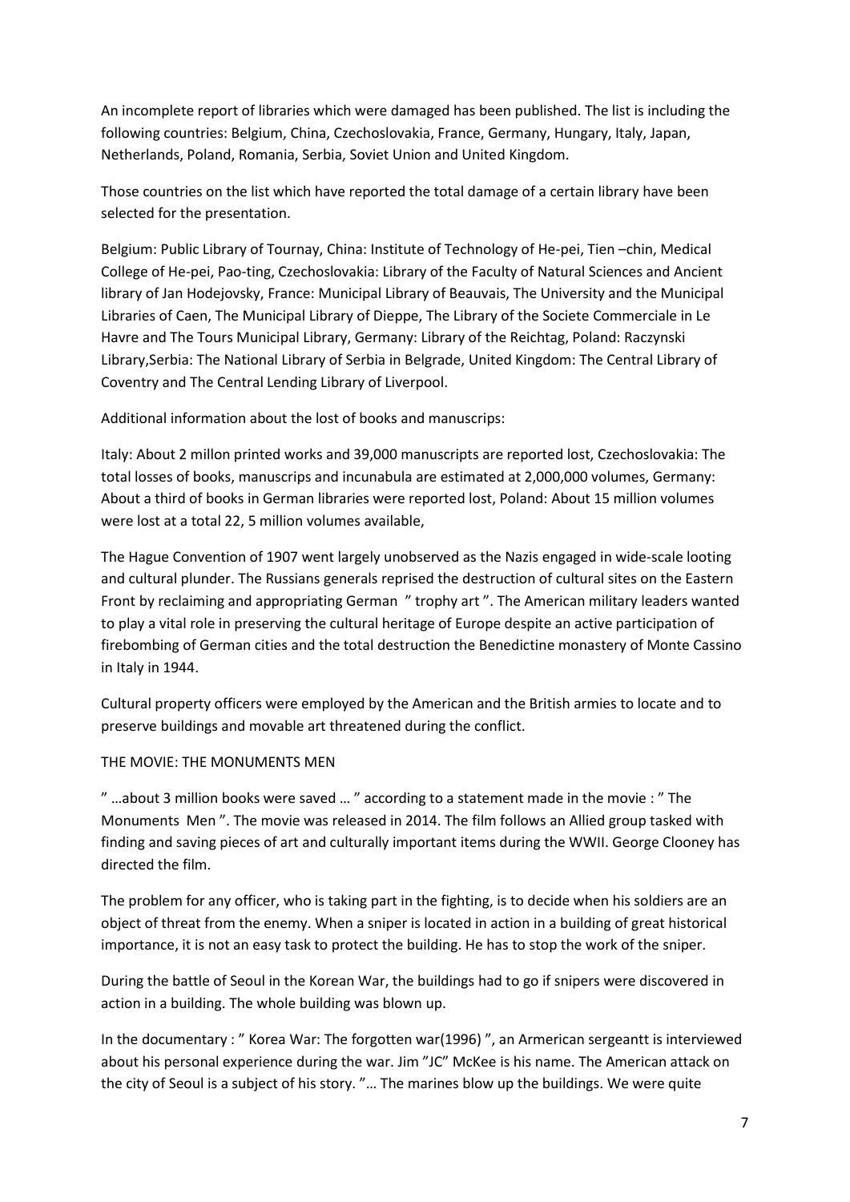An incomplete report of libraries which were damaged has been published. The list is including the following countries: Belgium, China, Czechoslovakia, France, Germany, Hungary, Italy, Japan, Netherlands, Poland, Romania, Serbia, Soviet Union and United Kingdom.

Those countries on the list which have reported the total damage of a certain library have been selected for the presentation.

Belgium: Public Library of Tournay, China: Institute of Technology of He-pei, Tien –chin, Medical College of He-pei, Pao-ting, Czechoslovakia: Library of the Faculty of Natural Sciences and Ancient library of Jan Hodejovsky, France: Municipal Library of Beauvais, The University and the Municipal Libraries of Caen, The Municipal Library of Dieppe, The Library of the Societe Commerciale in Le Havre and The Tours Municipal Library, Germany: Library of the Reichtag, Poland: Raczynski Library,Serbia: The National Library of Serbia in Belgrade, United Kingdom: The Central Library of Coventry and The Central Lending Library of Liverpool.

Additional information about the lost of books and manuscrips:

Italy: About 2 millon printed works and 39,000 manuscripts are reported lost, Czechoslovakia: The total losses of books, manuscrips and incunabula are estimated at 2,000,000 volumes, Germany: About a third of books in German libraries were reported lost, Poland: About 15 million volumes were lost at a total 22, 5 million volumes available,

The Hague Convention of 1907 went largely unobserved as the Nazis engaged in wide-scale looting and cultural plunder. The Russians generals reprised the destruction of cultural sites on the Eastern Front by reclaiming and appropriating German " trophy art ". The American military leaders wanted to play a vital role in preserving the cultural heritage of Europe despite an active participation of firebombing of German cities and the total destruction the Benedictine monastery of Monte Cassino in Italy in 1944.

Cultural property officers were employed by the American and the British armies to locate and to preserve buildings and movable art threatened during the conflict.

THE MOVIE: THE MONUMENTS MEN

" …about 3 million books were saved … " according to a statement made in the movie : " The Monuments Men ". The movie was released in 2014. The film follows an Allied group tasked with finding and saving pieces of art and culturally important items during the WWII. George Clooney has directed the film.

The problem for any officer, who is taking part in the fighting, is to decide when his soldiers are an object of threat from the enemy. When a sniper is located in action in a building of great historical importance, it is not an easy task to protect the building. He has to stop the work of the sniper.

During the battle of Seoul in the Korean War, the buildings had to go if snipers were discovered in action in a building. The whole building was blown up.

In the documentary : " Korea War: The forgotten war(1996) ", an Armerican sergeantt is interviewed about his personal experience during the war. Jim "JC" McKee is his name. The American attack on the city of Seoul is a subject of his story. "… The marines blow up the buildings. We were quite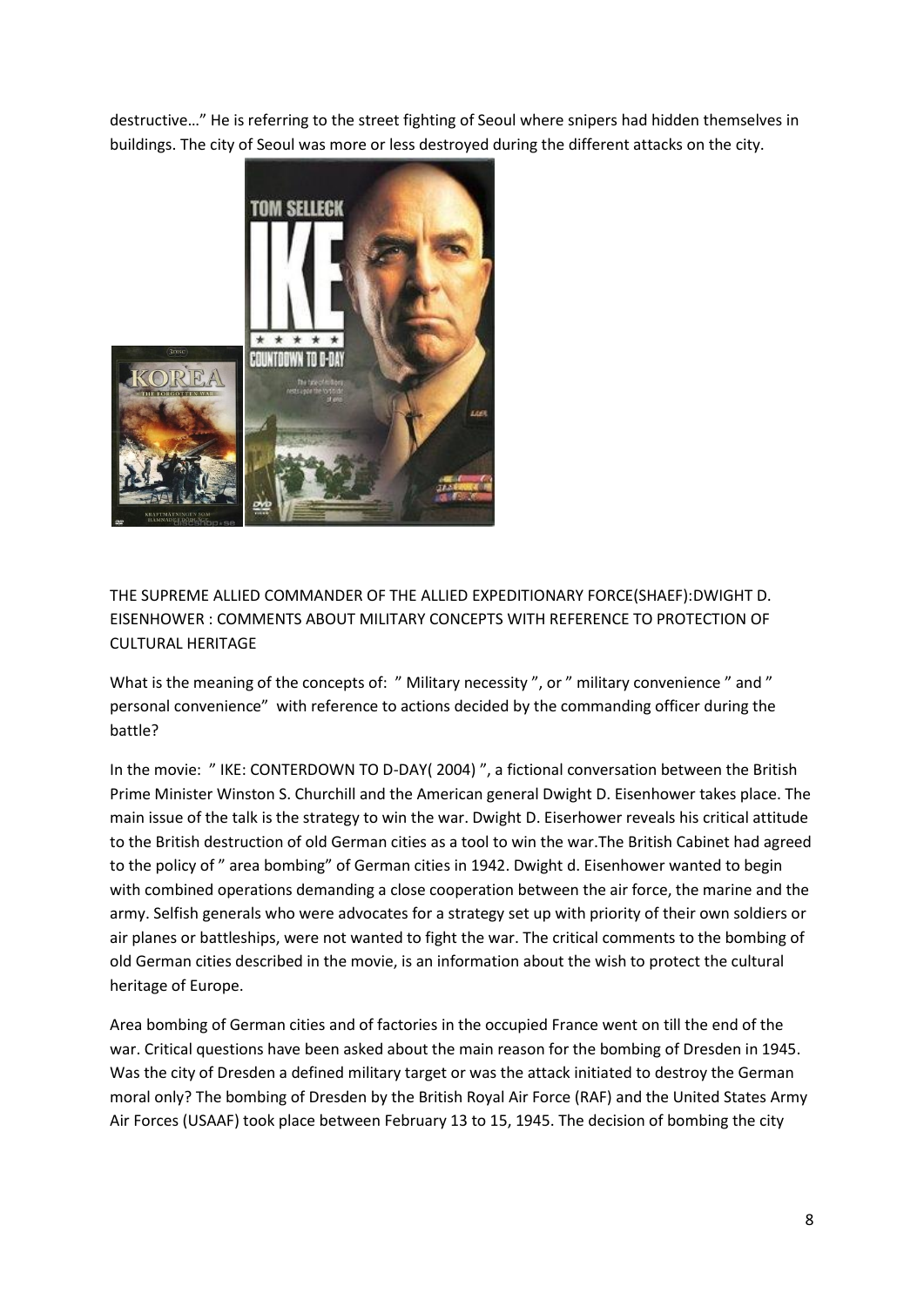destructive…" He is referring to the street fighting of Seoul where snipers had hidden themselves in buildings. The city of Seoul was more or less destroyed during the different attacks on the city.

THE SUPREME ALLIED COMMANDER OF THE ALLIED EXPEDITIONARY FORCE(SHAEF):DWIGHT D. EISENHOWER : COMMENTS ABOUT MILITARY CONCEPTS WITH REFERENCE TO PROTECTION OF CULTURAL HERITAGE

What is the meaning of the concepts of: " Military necessity ", or " military convenience " and " personal convenience" with reference to actions decided by the commanding officer during the battle?

In the movie: " IKE: CONTERDOWN TO D-DAY( 2004) ", a fictional conversation between the British Prime Minister Winston S. Churchill and the American general Dwight D. Eisenhower takes place. The main issue of the talk is the strategy to win the war. Dwight D. Eiserhower reveals his critical attitude to the British destruction of old German cities as a tool to win the war.The British Cabinet had agreed to the policy of " area bombing" of German cities in 1942. Dwight d. Eisenhower wanted to begin with combined operations demanding a close cooperation between the air force, the marine and the army. Selfish generals who were advocates for a strategy set up with priority of their own soldiers or air planes or battleships, were not wanted to fight the war. The critical comments to the bombing of old German cities described in the movie, is an information about the wish to protect the cultural heritage of Europe.

Area bombing of German cities and of factories in the occupied France went on till the end of the war. Critical questions have been asked about the main reason for the bombing of Dresden in 1945. Was the city of Dresden a defined military target or was the attack initiated to destroy the German moral only? The bombing of Dresden by the British Royal Air Force (RAF) and the United States Army Air Forces (USAAF) took place between February 13 to 15, 1945. The decision of bombing the city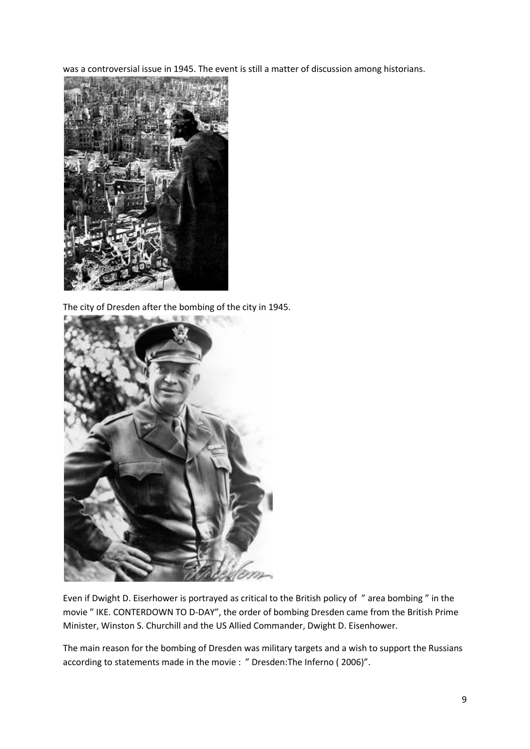was a controversial issue in 1945. The event is still a matter of discussion among historians.

The city of Dresden after the bombing of the city in 1945.

Even if Dwight D. Eiserhower is portrayed as critical to the British policy of " area bombing " in the movie " IKE. CONTERDOWN TO D-DAY", the order of bombing Dresden came from the British Prime Minister, Winston S. Churchill and the US Allied Commander, Dwight D. Eisenhower.

The main reason for the bombing of Dresden was military targets and a wish to support the Russians according to statements made in the movie : " Dresden:The Inferno ( 2006)".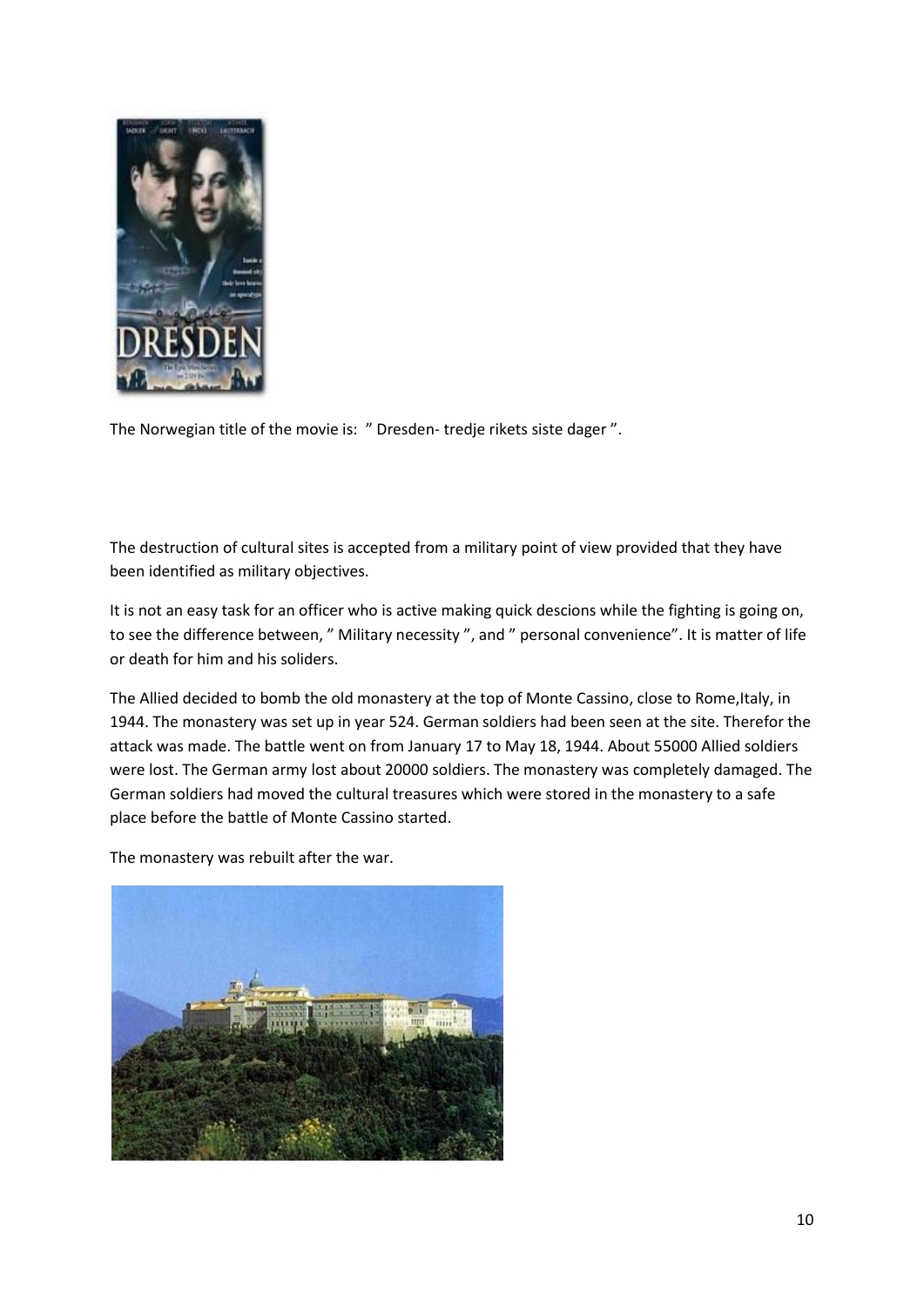The Norwegian title of the movie is: " Dresden- tredje rikets siste dager ".

The destruction of cultural sites is accepted from a military point of view provided that they have been identified as military objectives.

It is not an easy task for an officer who is active making quick descions while the fighting is going on, to see the difference between, " Military necessity ", and " personal convenience". It is matter of life or death for him and his soliders.

The Allied decided to bomb the old monastery at the top of Monte Cassino, close to Rome,Italy, in 1944. The monastery was set up in year 524. German soldiers had been seen at the site. Therefor the attack was made. The battle went on from January 17 to May 18, 1944. About 55000 Allied soldiers were lost. The German army lost about 20000 soldiers. The monastery was completely damaged. The German soldiers had moved the cultural treasures which were stored in the monastery to a safe place before the battle of Monte Cassino started.

The monastery was rebuilt after the war.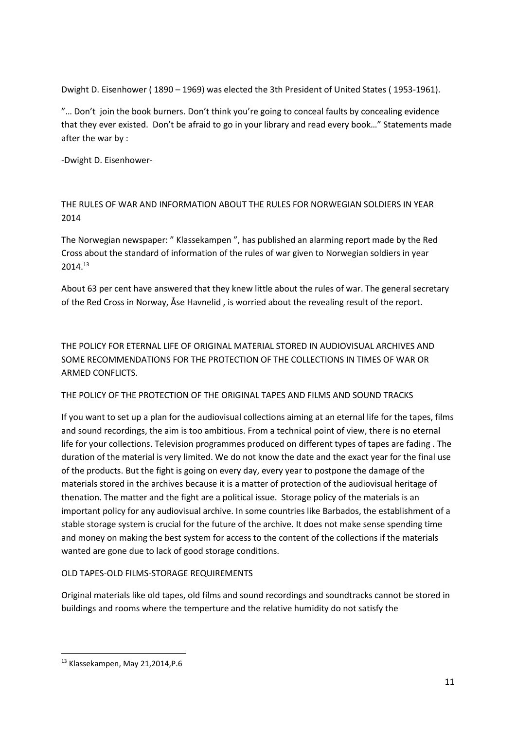Dwight D. Eisenhower ( 1890 – 1969) was elected the 3th President of United States ( 1953-1961).

"… Don't join the book burners. Don't think you're going to conceal faults by concealing evidence that they ever existed. Don't be afraid to go in your library and read every book…" Statements made after the war by :

-Dwight D. Eisenhower-

## THE RULES OF WAR AND INFORMATION ABOUT THE RULES FOR NORWEGIAN SOLDIERS IN YEAR 2014

The Norwegian newspaper: " Klassekampen ", has published an alarming report made by the Red Cross about the standard of information of the rules of war given to Norwegian soldiers in year 2014.[13]

About 63 per cent have answered that they knew little about the rules of war. The general secretary of the Red Cross in Norway, Åse Havnelid , is worried about the revealing result of the report.

## THE POLICY FOR ETERNAL LIFE OF ORIGINAL MATERIAL STORED IN AUDIOVISUAL ARCHIVES AND SOME RECOMMENDATIONS FOR THE PROTECTION OF THE COLLECTIONS IN TIMES OF WAR OR ARMED CONFLICTS.

### THE POLICY OF THE PROTECTION OF THE ORIGINAL TAPES AND FILMS AND SOUND TRACKS

If you want to set up a plan for the audiovisual collections aiming at an eternal life for the tapes, films and sound recordings, the aim is too ambitious. From a technical point of view, there is no eternal life for your collections. Television programmes produced on different types of tapes are fading . The duration of the material is very limited. We do not know the date and the exact year for the final use of the products. But the fight is going on every day, every year to postpone the damage of the materials stored in the archives because it is a matter of protection of the audiovisual heritage of thenation. The matter and the fight are a political issue. Storage policy of the materials is an important policy for any audiovisual archive. In some countries like Barbados, the establishment of a stable storage system is crucial for the future of the archive. It does not make sense spending time and money on making the best system for access to the content of the collections if the materials wanted are gone due to lack of good storage conditions.

### OLD TAPES-OLD FILMS-STORAGE REQUIREMENTS

Original materials like old tapes, old films and sound recordings and soundtracks cannot be stored in buildings and rooms where the temperture and the relative humidity do not satisfy the

---

[13] Klassekampen, May 21,2014,P.6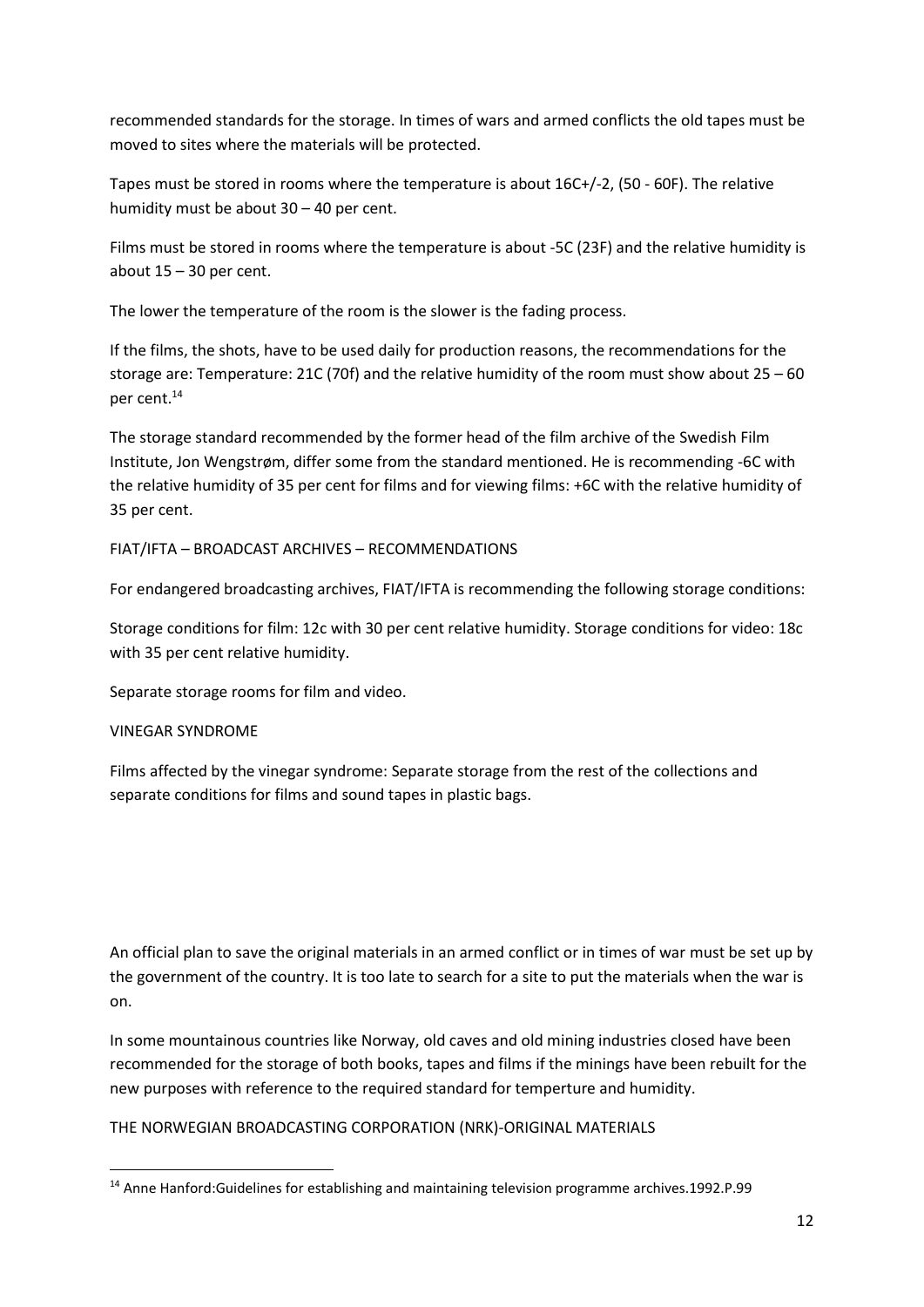recommended standards for the storage. In times of wars and armed conflicts the old tapes must be moved to sites where the materials will be protected.

Tapes must be stored in rooms where the temperature is about 16C+/-2, (50 - 60F). The relative humidity must be about 30 – 40 per cent.

Films must be stored in rooms where the temperature is about -5C (23F) and the relative humidity is about 15 – 30 per cent.

The lower the temperature of the room is the slower is the fading process.

If the films, the shots, have to be used daily for production reasons, the recommendations for the storage are: Temperature: 21C (70f) and the relative humidity of the room must show about 25 – 60 per cent.[14]

The storage standard recommended by the former head of the film archive of the Swedish Film Institute, Jon Wengstrøm, differ some from the standard mentioned. He is recommending -6C with the relative humidity of 35 per cent for films and for viewing films: +6C with the relative humidity of 35 per cent.

FIAT/IFTA – BROADCAST ARCHIVES – RECOMMENDATIONS

For endangered broadcasting archives, FIAT/IFTA is recommending the following storage conditions:

Storage conditions for film: 12c with 30 per cent relative humidity. Storage conditions for video: 18c with 35 per cent relative humidity.

Separate storage rooms for film and video.

VINEGAR SYNDROME

Films affected by the vinegar syndrome: Separate storage from the rest of the collections and separate conditions for films and sound tapes in plastic bags.

An official plan to save the original materials in an armed conflict or in times of war must be set up by the government of the country. It is too late to search for a site to put the materials when the war is on.

In some mountainous countries like Norway, old caves and old mining industries closed have been recommended for the storage of both books, tapes and films if the minings have been rebuilt for the new purposes with reference to the required standard for temperture and humidity.

THE NORWEGIAN BROADCASTING CORPORATION (NRK)-ORIGINAL MATERIALS

---

[14] Anne Hanford:Guidelines for establishing and maintaining television programme archives.1992.P.99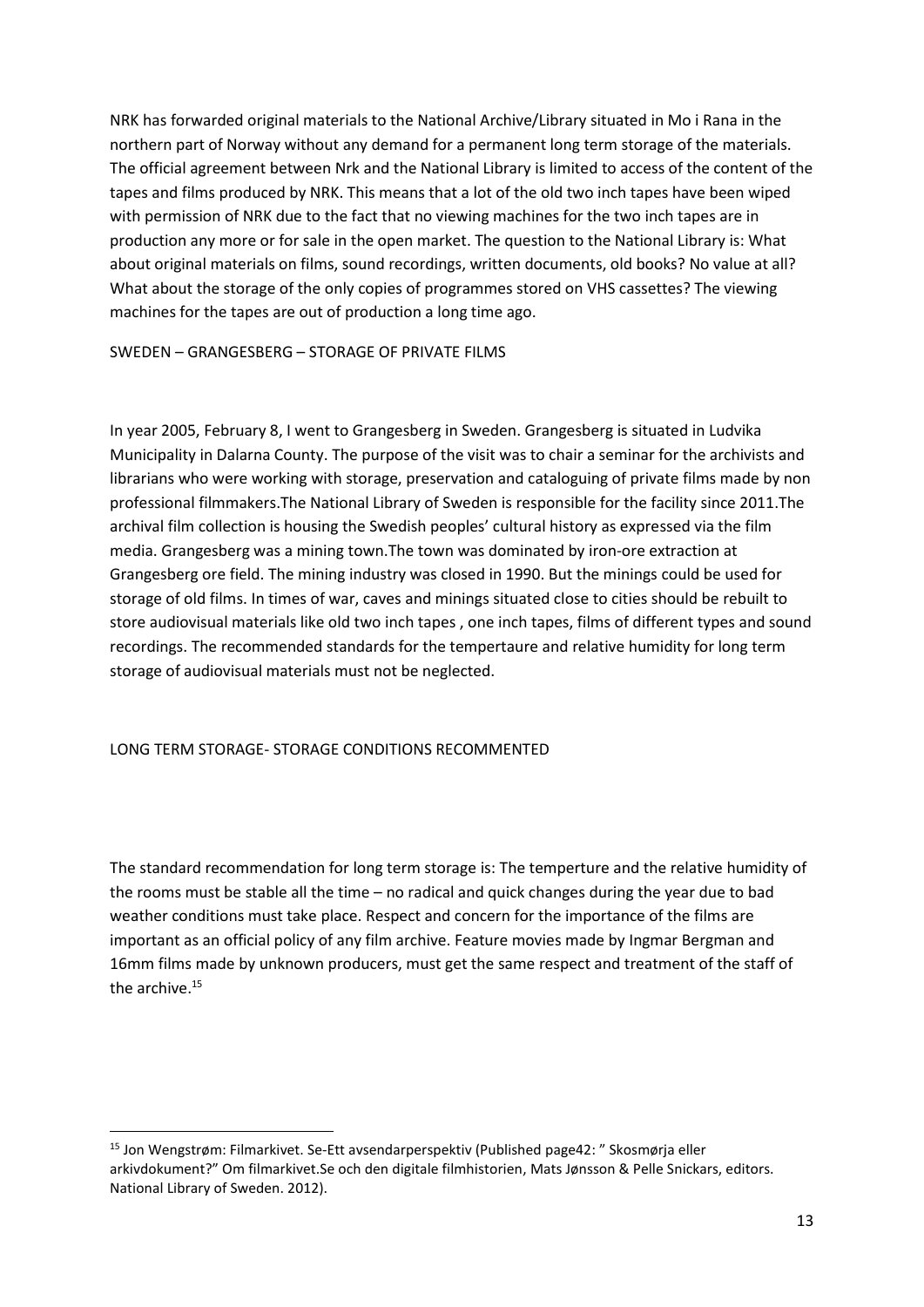NRK has forwarded original materials to the National Archive/Library situated in Mo i Rana in the northern part of Norway without any demand for a permanent long term storage of the materials. The official agreement between Nrk and the National Library is limited to access of the content of the tapes and films produced by NRK. This means that a lot of the old two inch tapes have been wiped with permission of NRK due to the fact that no viewing machines for the two inch tapes are in production any more or for sale in the open market. The question to the National Library is: What about original materials on films, sound recordings, written documents, old books? No value at all? What about the storage of the only copies of programmes stored on VHS cassettes? The viewing machines for the tapes are out of production a long time ago.

## SWEDEN – GRANGESBERG – STORAGE OF PRIVATE FILMS

In year 2005, February 8, I went to Grangesberg in Sweden. Grangesberg is situated in Ludvika Municipality in Dalarna County. The purpose of the visit was to chair a seminar for the archivists and librarians who were working with storage, preservation and cataloguing of private films made by non professional filmmakers.The National Library of Sweden is responsible for the facility since 2011.The archival film collection is housing the Swedish peoples' cultural history as expressed via the film media. Grangesberg was a mining town.The town was dominated by iron-ore extraction at Grangesberg ore field. The mining industry was closed in 1990. But the minings could be used for storage of old films. In times of war, caves and minings situated close to cities should be rebuilt to store audiovisual materials like old two inch tapes , one inch tapes, films of different types and sound recordings. The recommended standards for the tempertaure and relative humidity for long term storage of audiovisual materials must not be neglected.

## LONG TERM STORAGE- STORAGE CONDITIONS RECOMMENTED

The standard recommendation for long term storage is: The temperture and the relative humidity of the rooms must be stable all the time – no radical and quick changes during the year due to bad weather conditions must take place. Respect and concern for the importance of the films are important as an official policy of any film archive. Feature movies made by Ingmar Bergman and 16mm films made by unknown producers, must get the same respect and treatment of the staff of the archive.[15]

---

[15] Jon Wengstrøm: Filmarkivet. Se-Ett avsendarperspektiv (Published page42: " Skosmørja eller arkivdokument?" Om filmarkivet.Se och den digitale filmhistorien, Mats Jønsson & Pelle Snickars, editors. National Library of Sweden. 2012).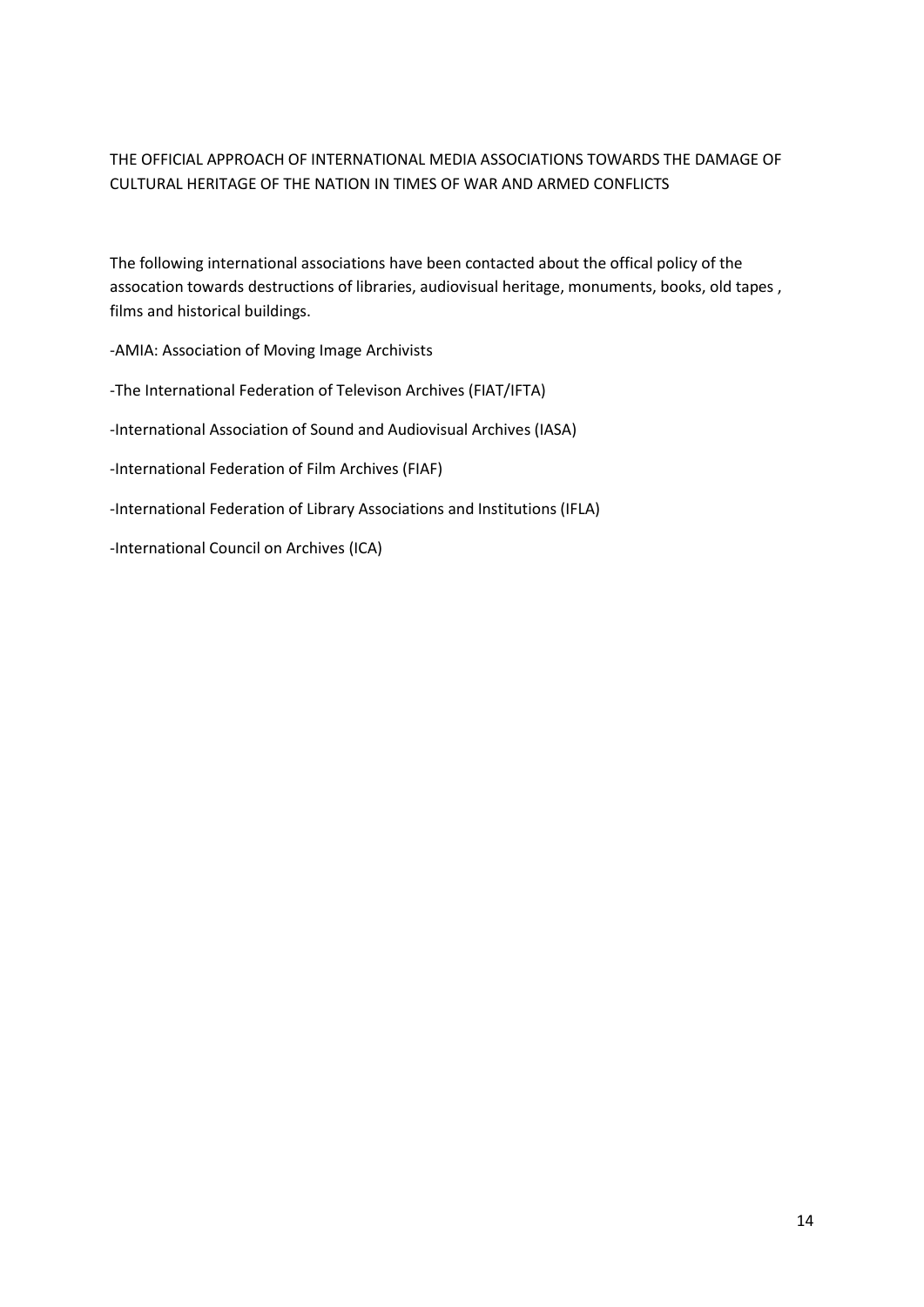## THE OFFICIAL APPROACH OF INTERNATIONAL MEDIA ASSOCIATIONS TOWARDS THE DAMAGE OF CULTURAL HERITAGE OF THE NATION IN TIMES OF WAR AND ARMED CONFLICTS

The following international associations have been contacted about the offical policy of the assocation towards destructions of libraries, audiovisual heritage, monuments, books, old tapes , films and historical buildings.

-AMIA: Association of Moving Image Archivists

-The International Federation of Televison Archives (FIAT/IFTA)

-International Association of Sound and Audiovisual Archives (IASA)

-International Federation of Film Archives (FIAF)

-International Federation of Library Associations and Institutions (IFLA)

-International Council on Archives (ICA)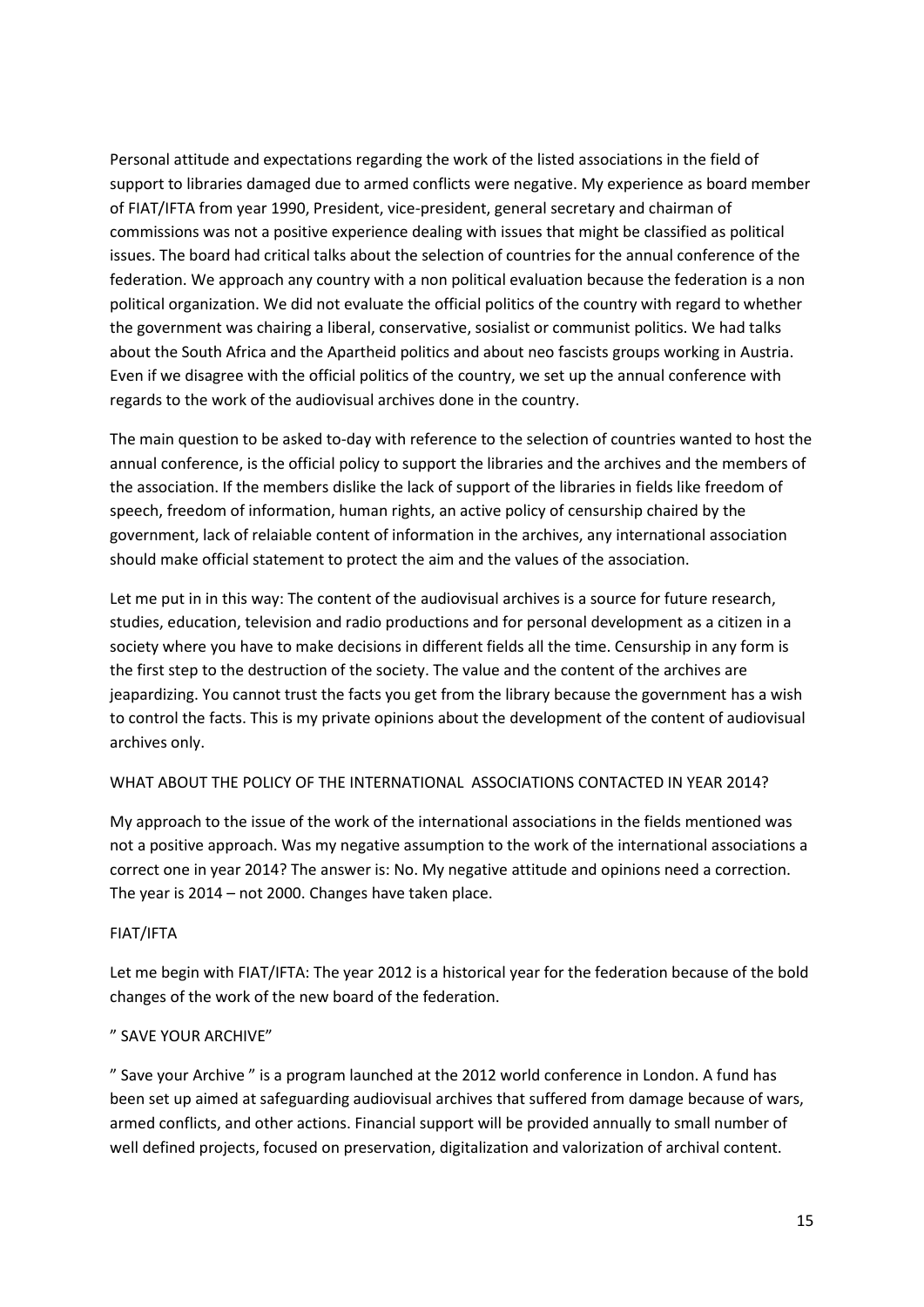Personal attitude and expectations regarding the work of the listed associations in the field of support to libraries damaged due to armed conflicts were negative. My experience as board member of FIAT/IFTA from year 1990, President, vice-president, general secretary and chairman of commissions was not a positive experience dealing with issues that might be classified as political issues. The board had critical talks about the selection of countries for the annual conference of the federation. We approach any country with a non political evaluation because the federation is a non political organization. We did not evaluate the official politics of the country with regard to whether the government was chairing a liberal, conservative, sosialist or communist politics. We had talks about the South Africa and the Apartheid politics and about neo fascists groups working in Austria. Even if we disagree with the official politics of the country, we set up the annual conference with regards to the work of the audiovisual archives done in the country.

The main question to be asked to-day with reference to the selection of countries wanted to host the annual conference, is the official policy to support the libraries and the archives and the members of the association. If the members dislike the lack of support of the libraries in fields like freedom of speech, freedom of information, human rights, an active policy of censurship chaired by the government, lack of relaiable content of information in the archives, any international association should make official statement to protect the aim and the values of the association.

Let me put in in this way: The content of the audiovisual archives is a source for future research, studies, education, television and radio productions and for personal development as a citizen in a society where you have to make decisions in different fields all the time. Censurship in any form is the first step to the destruction of the society. The value and the content of the archives are jeapardizing. You cannot trust the facts you get from the library because the government has a wish to control the facts. This is my private opinions about the development of the content of audiovisual archives only.

WHAT ABOUT THE POLICY OF THE INTERNATIONAL ASSOCIATIONS CONTACTED IN YEAR 2014?

My approach to the issue of the work of the international associations in the fields mentioned was not a positive approach. Was my negative assumption to the work of the international associations a correct one in year 2014? The answer is: No. My negative attitude and opinions need a correction. The year is 2014 – not 2000. Changes have taken place.

FIAT/IFTA

Let me begin with FIAT/IFTA: The year 2012 is a historical year for the federation because of the bold changes of the work of the new board of the federation.

" SAVE YOUR ARCHIVE"

" Save your Archive " is a program launched at the 2012 world conference in London. A fund has been set up aimed at safeguarding audiovisual archives that suffered from damage because of wars, armed conflicts, and other actions. Financial support will be provided annually to small number of well defined projects, focused on preservation, digitalization and valorization of archival content.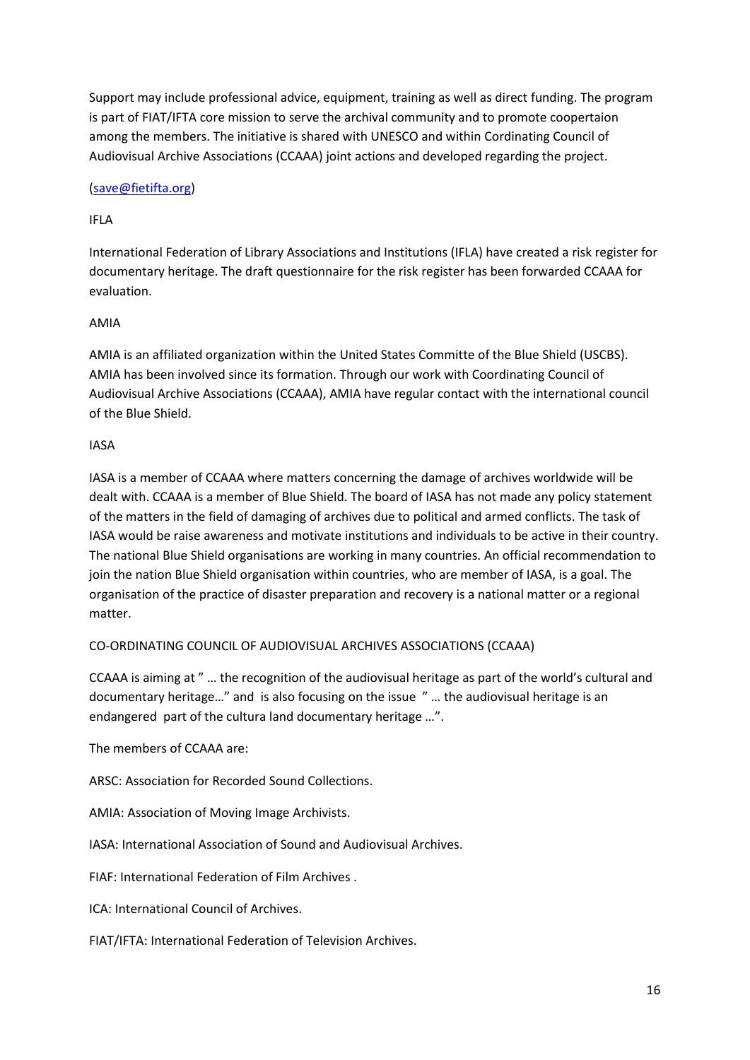Support may include professional advice, equipment, training as well as direct funding. The program is part of FIAT/IFTA core mission to serve the archival community and to promote coopertaion among the members. The initiative is shared with UNESCO and within Cordinating Council of Audiovisual Archive Associations (CCAAA) joint actions and developed regarding the project.

(save@fietifta.org)

IFLA

International Federation of Library Associations and Institutions (IFLA) have created a risk register for documentary heritage. The draft questionnaire for the risk register has been forwarded CCAAA for evaluation.

AMIA

AMIA is an affiliated organization within the United States Committe of the Blue Shield (USCBS). AMIA has been involved since its formation. Through our work with Coordinating Council of Audiovisual Archive Associations (CCAAA), AMIA have regular contact with the international council of the Blue Shield.

IASA

IASA is a member of CCAAA where matters concerning the damage of archives worldwide will be dealt with. CCAAA is a member of Blue Shield. The board of IASA has not made any policy statement of the matters in the field of damaging of archives due to political and armed conflicts. The task of IASA would be raise awareness and motivate institutions and individuals to be active in their country. The national Blue Shield organisations are working in many countries. An official recommendation to join the nation Blue Shield organisation within countries, who are member of IASA, is a goal. The organisation of the practice of disaster preparation and recovery is a national matter or a regional matter.

CO-ORDINATING COUNCIL OF AUDIOVISUAL ARCHIVES ASSOCIATIONS (CCAAA)

CCAAA is aiming at " … the recognition of the audiovisual heritage as part of the world's cultural and documentary heritage…" and is also focusing on the issue " … the audiovisual heritage is an endangered part of the cultura land documentary heritage …".

The members of CCAAA are:

ARSC: Association for Recorded Sound Collections.

AMIA: Association of Moving Image Archivists.

IASA: International Association of Sound and Audiovisual Archives.

FIAF: International Federation of Film Archives .

ICA: International Council of Archives.

FIAT/IFTA: International Federation of Television Archives.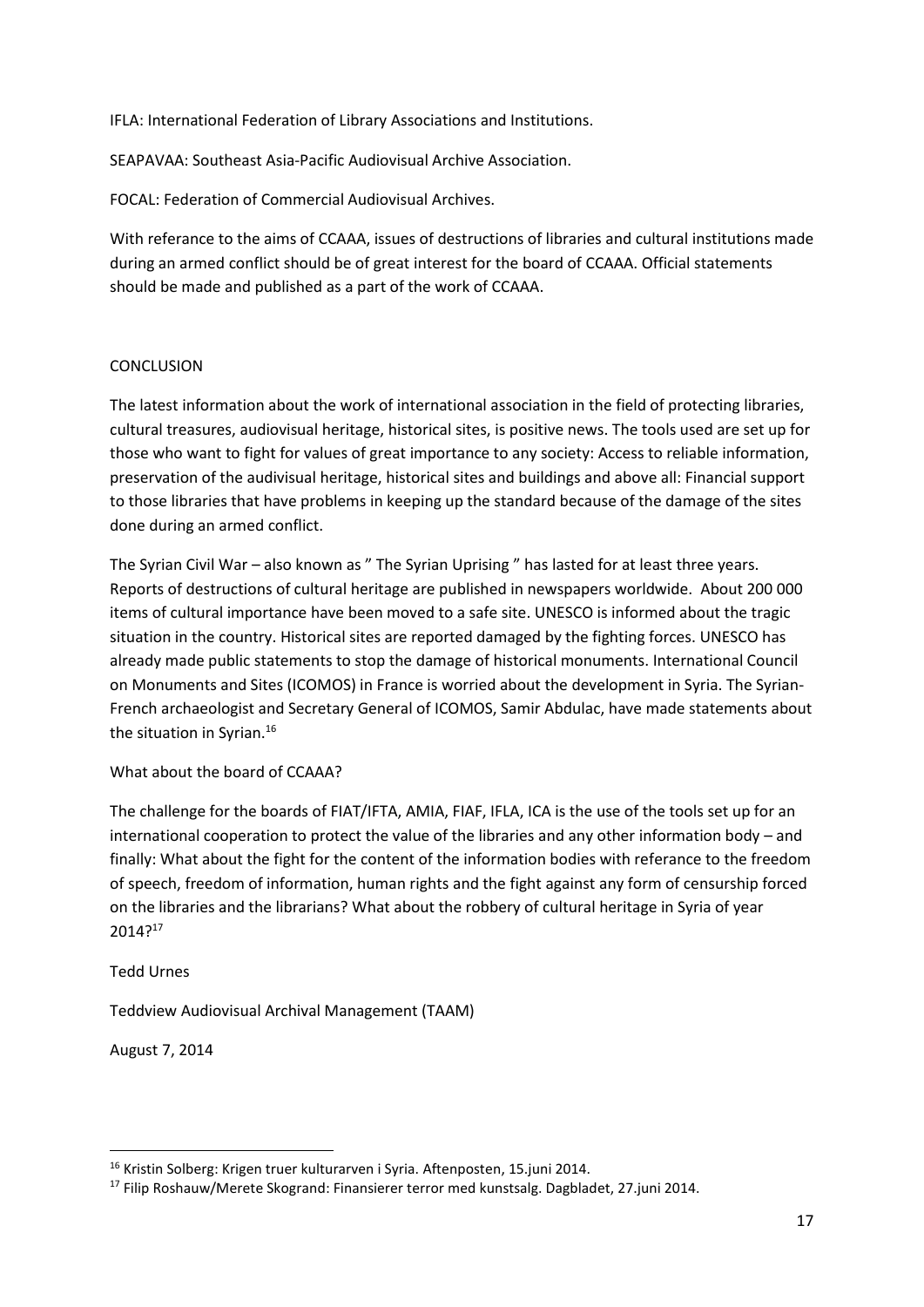IFLA: International Federation of Library Associations and Institutions.

SEAPAVAA: Southeast Asia-Pacific Audiovisual Archive Association.

FOCAL: Federation of Commercial Audiovisual Archives.

With referance to the aims of CCAAA, issues of destructions of libraries and cultural institutions made during an armed conflict should be of great interest for the board of CCAAA. Official statements should be made and published as a part of the work of CCAAA.

## CONCLUSION

The latest information about the work of international association in the field of protecting libraries, cultural treasures, audiovisual heritage, historical sites, is positive news. The tools used are set up for those who want to fight for values of great importance to any society: Access to reliable information, preservation of the audivisual heritage, historical sites and buildings and above all: Financial support to those libraries that have problems in keeping up the standard because of the damage of the sites done during an armed conflict.

The Syrian Civil War – also known as " The Syrian Uprising " has lasted for at least three years. Reports of destructions of cultural heritage are published in newspapers worldwide. About 200 000 items of cultural importance have been moved to a safe site. UNESCO is informed about the tragic situation in the country. Historical sites are reported damaged by the fighting forces. UNESCO has already made public statements to stop the damage of historical monuments. International Council on Monuments and Sites (ICOMOS) in France is worried about the development in Syria. The Syrian-French archaeologist and Secretary General of ICOMOS, Samir Abdulac, have made statements about the situation in Syrian.[16]

What about the board of CCAAA?

The challenge for the boards of FIAT/IFTA, AMIA, FIAF, IFLA, ICA is the use of the tools set up for an international cooperation to protect the value of the libraries and any other information body – and finally: What about the fight for the content of the information bodies with referance to the freedom of speech, freedom of information, human rights and the fight against any form of censurship forced on the libraries and the librarians? What about the robbery of cultural heritage in Syria of year 2014?[17]

Tedd Urnes

Teddview Audiovisual Archival Management (TAAM)

August 7, 2014

---

[16] Kristin Solberg: Krigen truer kulturarven i Syria. Aftenposten, 15.juni 2014.

[17] Filip Roshauw/Merete Skogrand: Finansierer terror med kunstsalg. Dagbladet, 27.juni 2014.